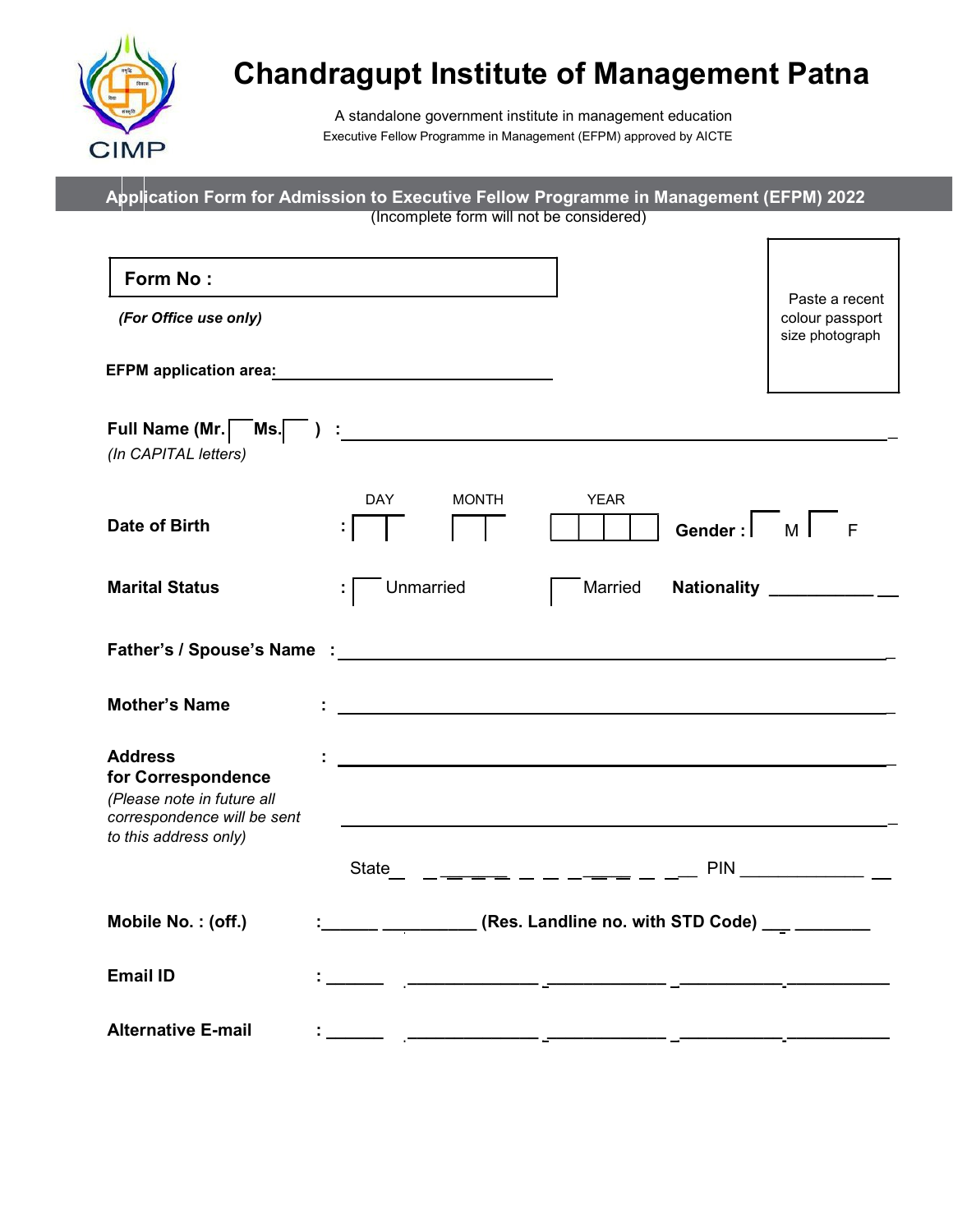# Chandragupt Institute of Management Patna

A standalone government institute in management education

Executive Fellow Programme in Management (EFPM) approved by AICTE

## Application Form for Admission to Executive Fellow Programme in Management (EFPM) 2022

(Incomplete form will not be considered)

**Form No :**

*(For Office use only)*

Paste a recent colour passport size photograph

**EFPM application area:** ______________________________

**Full Name (Mr. ☐ Ms. ☐ ) :** ____________________________________________________________
*(In CAPITAL letters)*

**Date of Birth** : DAY ☐☐ MONTH ☐☐ YEAR ☐☐☐☐ **Gender :** ☐ M ☐ F

**Marital Status** : ☐ Unmarried ☐ Married **Nationality** _____________

**Father's / Spouse's Name :** ____________________________________________________________

**Mother's Name** : ____________________________________________________________

**Address**
**for Correspondence** : ____________________________________________________________
*(Please note in future all correspondence will be sent to this address only)*
____________________________________________________________

State ______________________________ PIN _______________

**Mobile No. : (off.)** : _________________ **(Res. Landline no. with STD Code)** ___________

**Email ID** : ____________________________________________________________

**Alternative E-mail** : ____________________________________________________________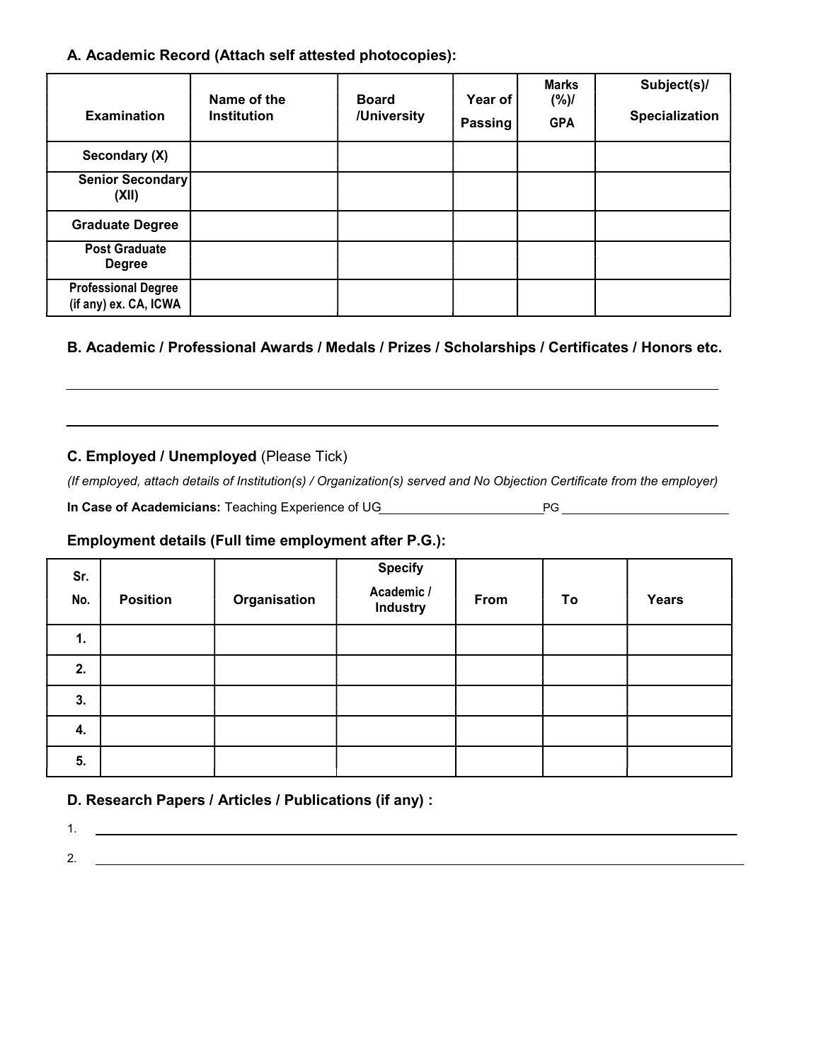### A. Academic Record (Attach self attested photocopies):

| Examination | Name of the Institution | Board /University | Year of Passing | Marks (%)/ GPA | Subject(s)/ Specialization |
|---|---|---|---|---|---|
| Secondary (X) | | | | | |
| Senior Secondary (XII) | | | | | |
| Graduate Degree | | | | | |
| Post Graduate Degree | | | | | |
| Professional Degree (if any) ex. CA, ICWA | | | | | |

### B. Academic / Professional Awards / Medals / Prizes / Scholarships / Certificates / Honors etc.

______________________________________________________________________

______________________________________________________________________

### C. Employed / Unemployed (Please Tick)

*(If employed, attach details of Institution(s) / Organization(s) served and No Objection Certificate from the employer)*

**In Case of Academicians:** Teaching Experience of UG________________________PG ________________________

### Employment details (Full time employment after P.G.):

| Sr. No. | Position | Organisation | Specify Academic / Industry | From | To | Years |
|---|---|---|---|---|---|---|
| 1. | | | | | | |
| 2. | | | | | | |
| 3. | | | | | | |
| 4. | | | | | | |
| 5. | | | | | | |

### D. Research Papers / Articles / Publications (if any) :

1. ______________________________________________________________________
2. ______________________________________________________________________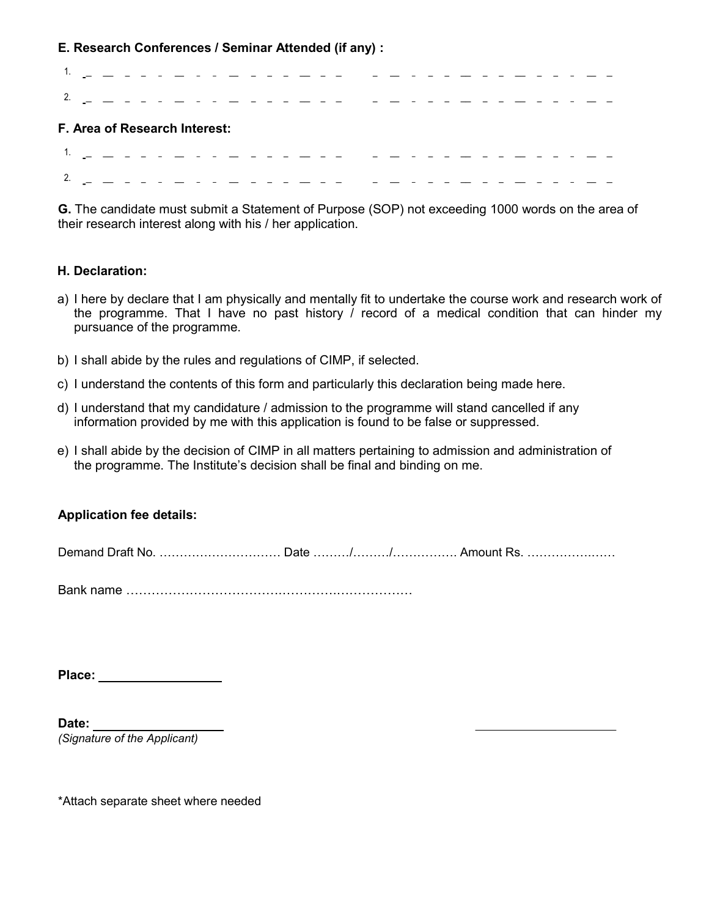**E. Research Conferences / Seminar Attended (if any) :**

1. _ _ _ _ _ _ _ _ _ _ _ _ _ _ _ _ _ _ _ _ _ _ _ _ _ _ _ _ _ _ _ _ _ _ _ _
2. _ _ _ _ _ _ _ _ _ _ _ _ _ _ _ _ _ _ _ _ _ _ _ _ _ _ _ _ _ _ _ _ _ _ _ _

**F. Area of Research Interest:**

1. _ _ _ _ _ _ _ _ _ _ _ _ _ _ _ _ _ _ _ _ _ _ _ _ _ _ _ _ _ _ _ _ _ _ _ _
2. _ _ _ _ _ _ _ _ _ _ _ _ _ _ _ _ _ _ _ _ _ _ _ _ _ _ _ _ _ _ _ _ _ _ _ _

**G.** The candidate must submit a Statement of Purpose (SOP) not exceeding 1000 words on the area of their research interest along with his / her application.

**H. Declaration:**

a) I here by declare that I am physically and mentally fit to undertake the course work and research work of the programme. That I have no past history / record of a medical condition that can hinder my pursuance of the programme.

b) I shall abide by the rules and regulations of CIMP, if selected.

c) I understand the contents of this form and particularly this declaration being made here.

d) I understand that my candidature / admission to the programme will stand cancelled if any information provided by me with this application is found to be false or suppressed.

e) I shall abide by the decision of CIMP in all matters pertaining to admission and administration of the programme. The Institute's decision shall be final and binding on me.

**Application fee details:**

Demand Draft No. ………………………… Date ………/………/……………. Amount Rs. ……………….…

Bank name ……………………………….…………….……………

**Place:** ____________________

**Date:** ____________________ ____________________

*(Signature of the Applicant)*

*Attach separate sheet where needed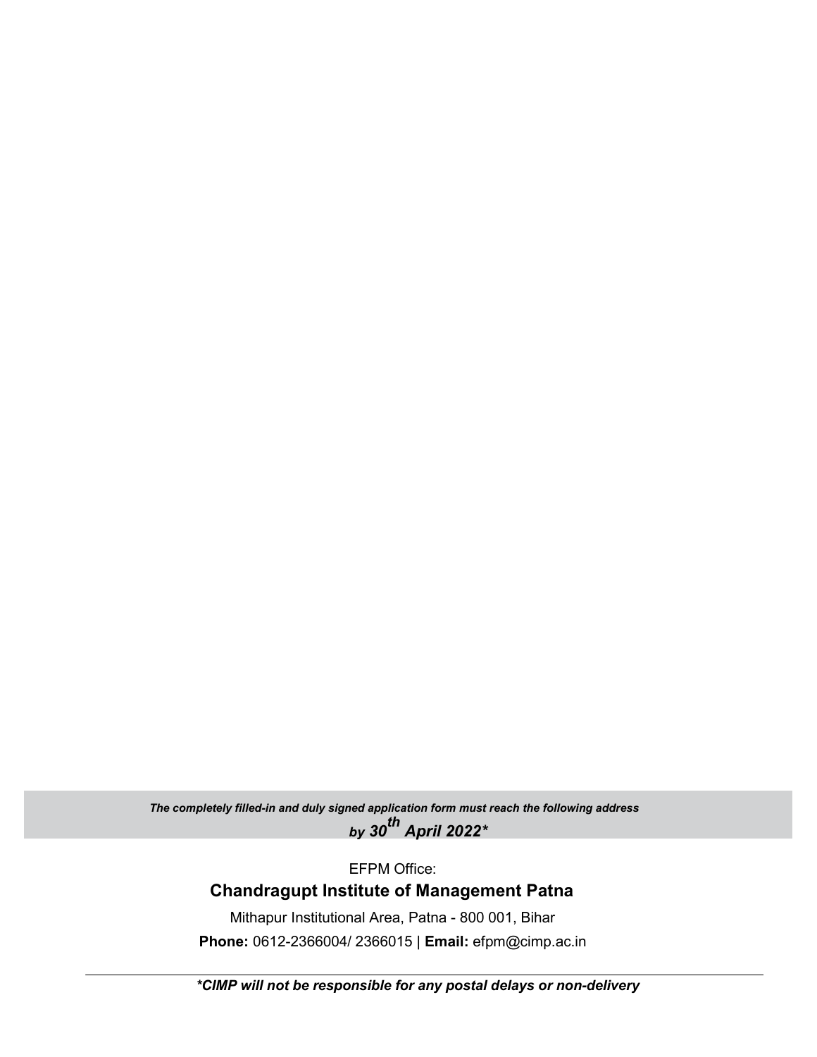***The completely filled-in and duly signed application form must reach the following address by 30th April 2022****

EFPM Office:

**Chandragupt Institute of Management Patna**

Mithapur Institutional Area, Patna - 800 001, Bihar

**Phone:** 0612-2366004/ 2366015 | **Email:** efpm@cimp.ac.in

---

***CIMP will not be responsible for any postal delays or non-delivery**